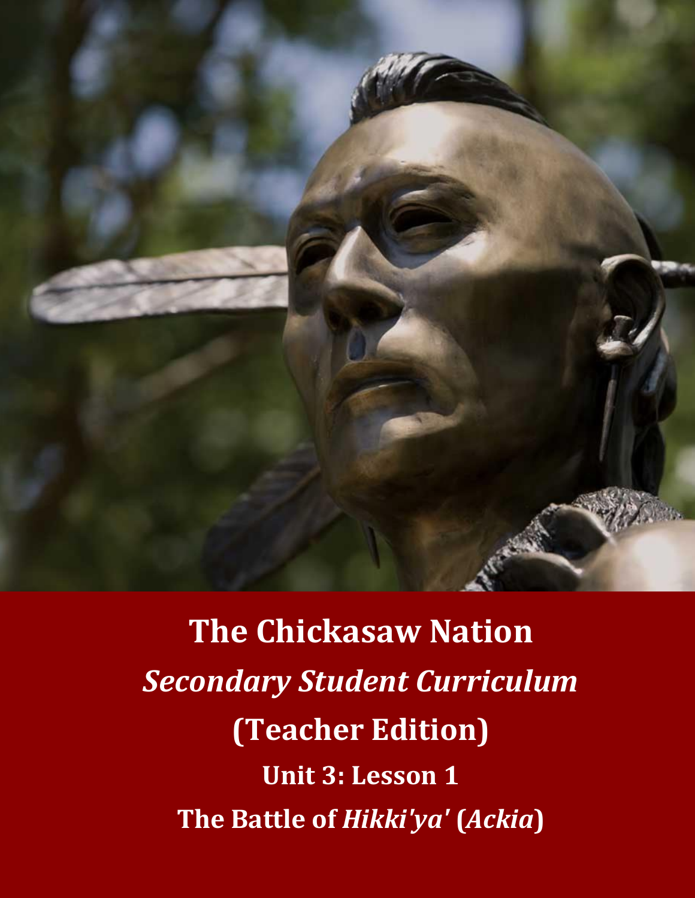# The Chickasaw Nation

## *Secondary Student Curriculum*

## (Teacher Edition)

### Unit 3: Lesson 1

### The Battle of *Hikki'ya'* (*Ackia*)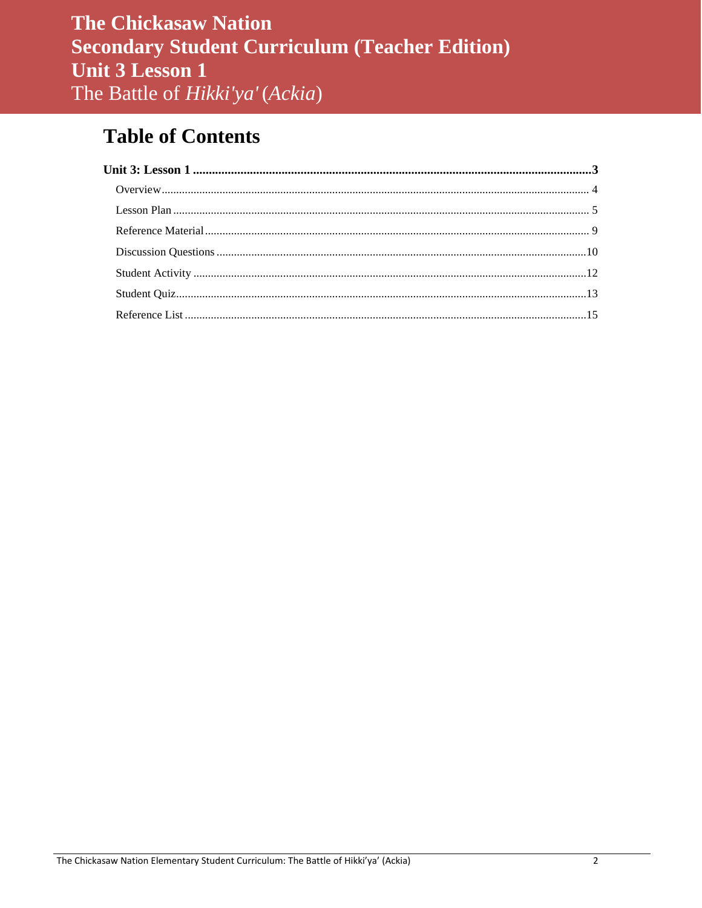# The Chickasaw Nation
# Secondary Student Curriculum (Teacher Edition)
# Unit 3 Lesson 1
## The Battle of *Hikki'ya'* (*Ackia*)

## Table of Contents

**Unit 3: Lesson 1 .......... 3**

- Overview .......... 4
- Lesson Plan .......... 5
- Reference Material .......... 9
- Discussion Questions .......... 10
- Student Activity .......... 12
- Student Quiz .......... 13
- Reference List .......... 15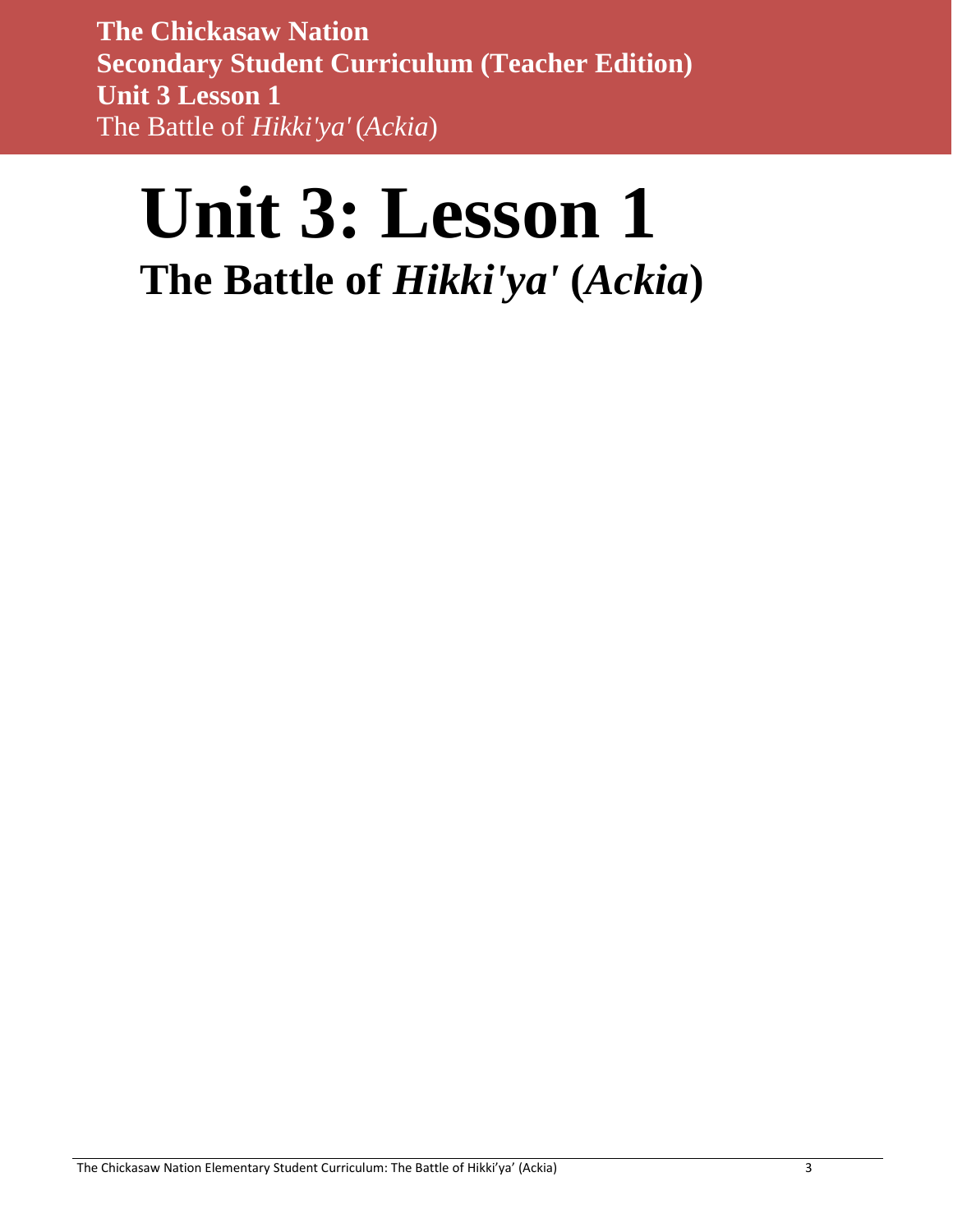# Unit 3: Lesson 1

## The Battle of *Hikki'ya'* (*Ackia*)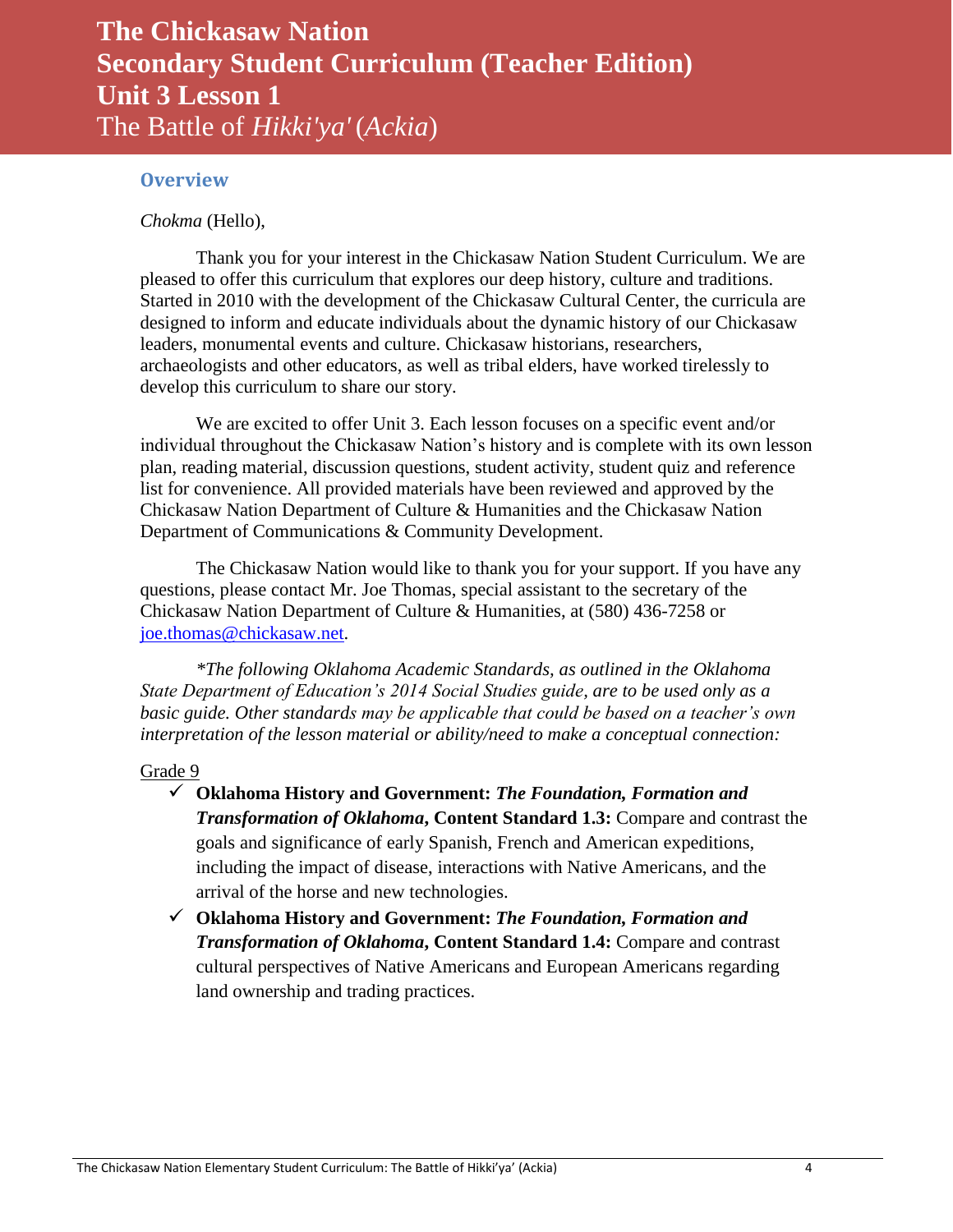# The Chickasaw Nation
# Secondary Student Curriculum (Teacher Edition)
# Unit 3 Lesson 1
## The Battle of *Hikki'ya'* (*Ackia*)

### Overview

*Chokma* (Hello),

Thank you for your interest in the Chickasaw Nation Student Curriculum. We are pleased to offer this curriculum that explores our deep history, culture and traditions. Started in 2010 with the development of the Chickasaw Cultural Center, the curricula are designed to inform and educate individuals about the dynamic history of our Chickasaw leaders, monumental events and culture. Chickasaw historians, researchers, archaeologists and other educators, as well as tribal elders, have worked tirelessly to develop this curriculum to share our story.

We are excited to offer Unit 3. Each lesson focuses on a specific event and/or individual throughout the Chickasaw Nation's history and is complete with its own lesson plan, reading material, discussion questions, student activity, student quiz and reference list for convenience. All provided materials have been reviewed and approved by the Chickasaw Nation Department of Culture & Humanities and the Chickasaw Nation Department of Communications & Community Development.

The Chickasaw Nation would like to thank you for your support. If you have any questions, please contact Mr. Joe Thomas, special assistant to the secretary of the Chickasaw Nation Department of Culture & Humanities, at (580) 436-7258 or joe.thomas@chickasaw.net.

*\*The following Oklahoma Academic Standards, as outlined in the Oklahoma State Department of Education's 2014 Social Studies guide, are to be used only as a basic guide. Other standards may be applicable that could be based on a teacher's own interpretation of the lesson material or ability/need to make a conceptual connection:*

Grade 9

- ✓ **Oklahoma History and Government:** ***The Foundation, Formation and Transformation of Oklahoma*****, Content Standard 1.3:** Compare and contrast the goals and significance of early Spanish, French and American expeditions, including the impact of disease, interactions with Native Americans, and the arrival of the horse and new technologies.
- ✓ **Oklahoma History and Government:** ***The Foundation, Formation and Transformation of Oklahoma*****, Content Standard 1.4:** Compare and contrast cultural perspectives of Native Americans and European Americans regarding land ownership and trading practices.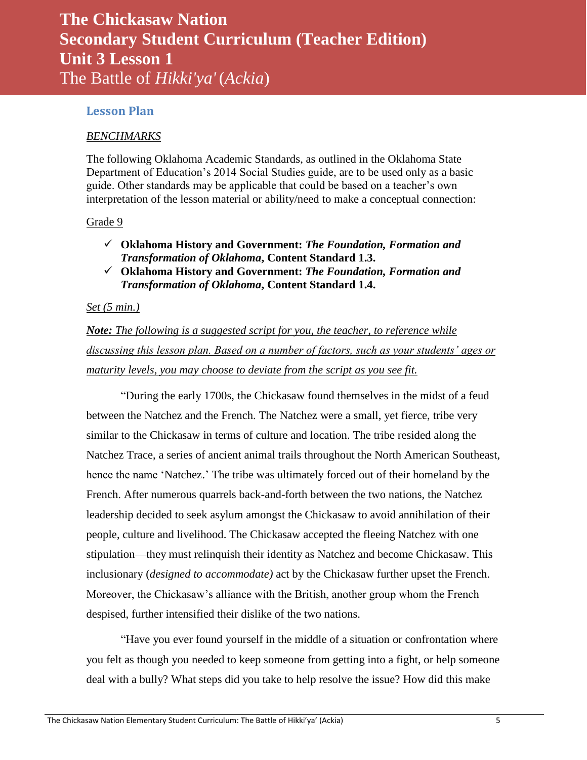# The Chickasaw Nation
# Secondary Student Curriculum (Teacher Edition)
# Unit 3 Lesson 1
## The Battle of *Hikki'ya'* (*Ackia*)

### Lesson Plan

*BENCHMARKS*

The following Oklahoma Academic Standards, as outlined in the Oklahoma State Department of Education's 2014 Social Studies guide, are to be used only as a basic guide. Other standards may be applicable that could be based on a teacher's own interpretation of the lesson material or ability/need to make a conceptual connection:

Grade 9

- ✓ **Oklahoma History and Government:** ***The Foundation, Formation and Transformation of Oklahoma*****, Content Standard 1.3.**
- ✓ **Oklahoma History and Government:** ***The Foundation, Formation and Transformation of Oklahoma*****, Content Standard 1.4.**

*Set (5 min.)*

***Note:*** *The following is a suggested script for you, the teacher, to reference while discussing this lesson plan. Based on a number of factors, such as your students' ages or maturity levels, you may choose to deviate from the script as you see fit.*

"During the early 1700s, the Chickasaw found themselves in the midst of a feud between the Natchez and the French. The Natchez were a small, yet fierce, tribe very similar to the Chickasaw in terms of culture and location. The tribe resided along the Natchez Trace, a series of ancient animal trails throughout the North American Southeast, hence the name 'Natchez.' The tribe was ultimately forced out of their homeland by the French. After numerous quarrels back-and-forth between the two nations, the Natchez leadership decided to seek asylum amongst the Chickasaw to avoid annihilation of their people, culture and livelihood. The Chickasaw accepted the fleeing Natchez with one stipulation—they must relinquish their identity as Natchez and become Chickasaw. This inclusionary (*designed to accommodate)* act by the Chickasaw further upset the French. Moreover, the Chickasaw's alliance with the British, another group whom the French despised, further intensified their dislike of the two nations.

"Have you ever found yourself in the middle of a situation or confrontation where you felt as though you needed to keep someone from getting into a fight, or help someone deal with a bully? What steps did you take to help resolve the issue? How did this make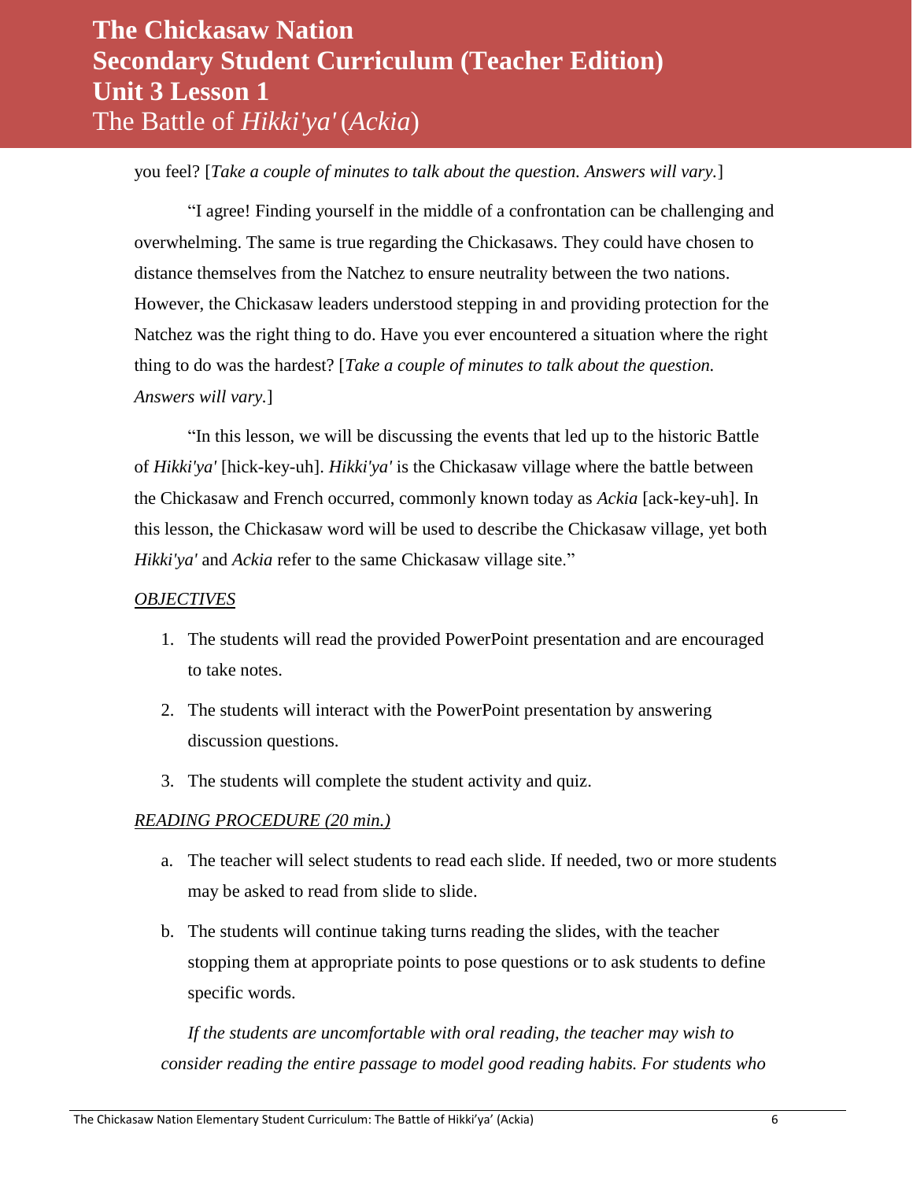you feel? [*Take a couple of minutes to talk about the question. Answers will vary.*]

"I agree! Finding yourself in the middle of a confrontation can be challenging and overwhelming. The same is true regarding the Chickasaws. They could have chosen to distance themselves from the Natchez to ensure neutrality between the two nations. However, the Chickasaw leaders understood stepping in and providing protection for the Natchez was the right thing to do. Have you ever encountered a situation where the right thing to do was the hardest? [*Take a couple of minutes to talk about the question. Answers will vary.*]

"In this lesson, we will be discussing the events that led up to the historic Battle of *Hikki'ya'* [hick-key-uh]. *Hikki'ya'* is the Chickasaw village where the battle between the Chickasaw and French occurred, commonly known today as *Ackia* [ack-key-uh]. In this lesson, the Chickasaw word will be used to describe the Chickasaw village, yet both *Hikki'ya'* and *Ackia* refer to the same Chickasaw village site."

*OBJECTIVES*

1. The students will read the provided PowerPoint presentation and are encouraged to take notes.
2. The students will interact with the PowerPoint presentation by answering discussion questions.
3. The students will complete the student activity and quiz.

*READING PROCEDURE (20 min.)*

a. The teacher will select students to read each slide. If needed, two or more students may be asked to read from slide to slide.
b. The students will continue taking turns reading the slides, with the teacher stopping them at appropriate points to pose questions or to ask students to define specific words.

*If the students are uncomfortable with oral reading, the teacher may wish to consider reading the entire passage to model good reading habits. For students who*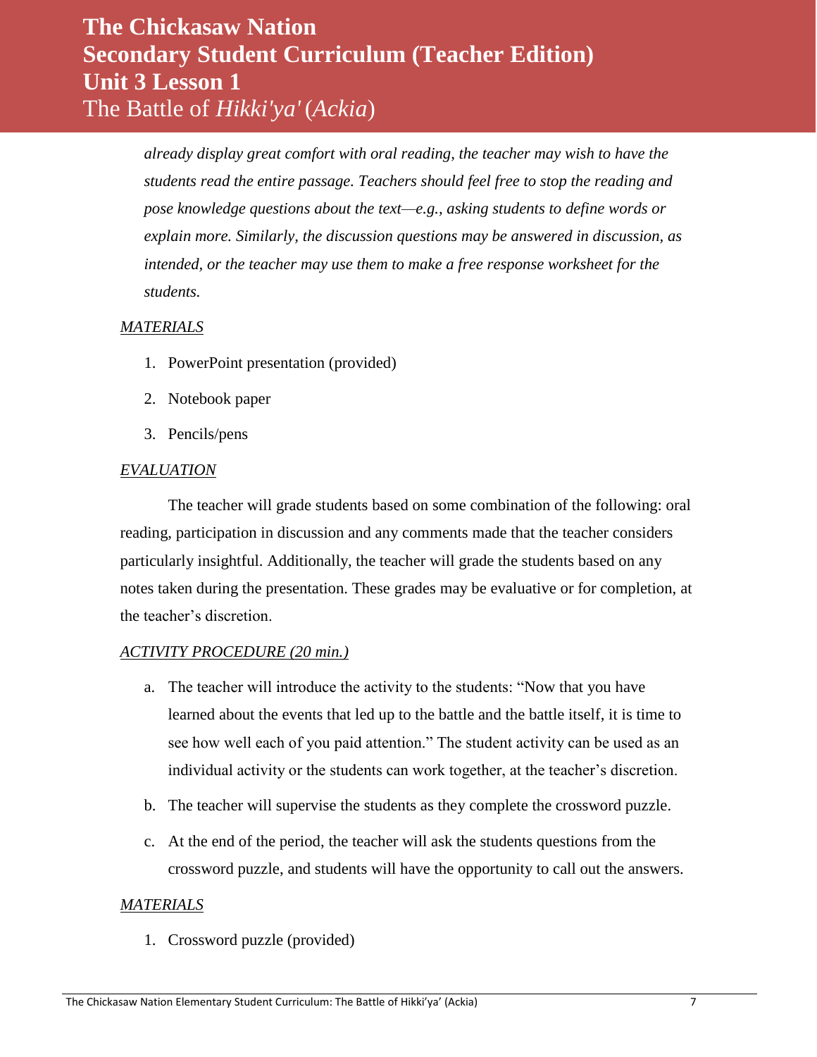*already display great comfort with oral reading, the teacher may wish to have the students read the entire passage. Teachers should feel free to stop the reading and pose knowledge questions about the text—e.g., asking students to define words or explain more. Similarly, the discussion questions may be answered in discussion, as intended, or the teacher may use them to make a free response worksheet for the students.*

*MATERIALS*

1. PowerPoint presentation (provided)
2. Notebook paper
3. Pencils/pens

*EVALUATION*

The teacher will grade students based on some combination of the following: oral reading, participation in discussion and any comments made that the teacher considers particularly insightful. Additionally, the teacher will grade the students based on any notes taken during the presentation. These grades may be evaluative or for completion, at the teacher's discretion.

*ACTIVITY PROCEDURE (20 min.)*

a. The teacher will introduce the activity to the students: "Now that you have learned about the events that led up to the battle and the battle itself, it is time to see how well each of you paid attention." The student activity can be used as an individual activity or the students can work together, at the teacher's discretion.
b. The teacher will supervise the students as they complete the crossword puzzle.
c. At the end of the period, the teacher will ask the students questions from the crossword puzzle, and students will have the opportunity to call out the answers.

*MATERIALS*

1. Crossword puzzle (provided)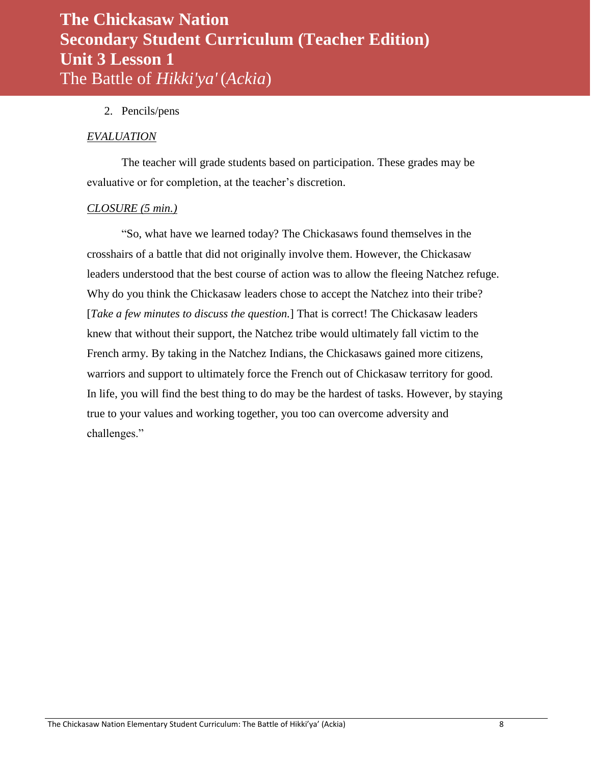2. Pencils/pens

*EVALUATION*

The teacher will grade students based on participation. These grades may be evaluative or for completion, at the teacher's discretion.

*CLOSURE (5 min.)*

"So, what have we learned today? The Chickasaws found themselves in the crosshairs of a battle that did not originally involve them. However, the Chickasaw leaders understood that the best course of action was to allow the fleeing Natchez refuge. Why do you think the Chickasaw leaders chose to accept the Natchez into their tribe? [*Take a few minutes to discuss the question.*] That is correct! The Chickasaw leaders knew that without their support, the Natchez tribe would ultimately fall victim to the French army. By taking in the Natchez Indians, the Chickasaws gained more citizens, warriors and support to ultimately force the French out of Chickasaw territory for good. In life, you will find the best thing to do may be the hardest of tasks. However, by staying true to your values and working together, you too can overcome adversity and challenges."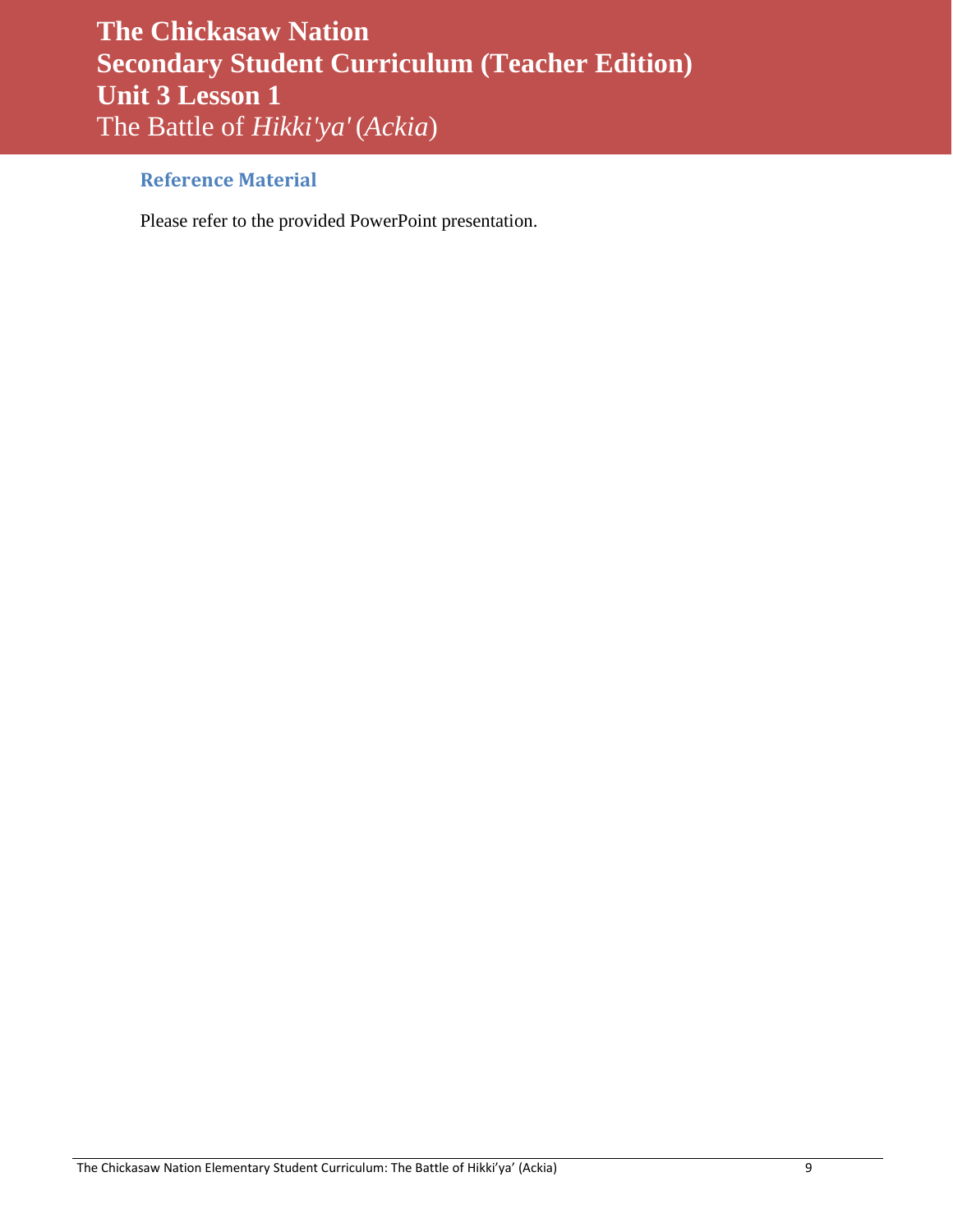# The Chickasaw Nation
# Secondary Student Curriculum (Teacher Edition)
# Unit 3 Lesson 1
## The Battle of *Hikki'ya'* (*Ackia*)

### Reference Material

Please refer to the provided PowerPoint presentation.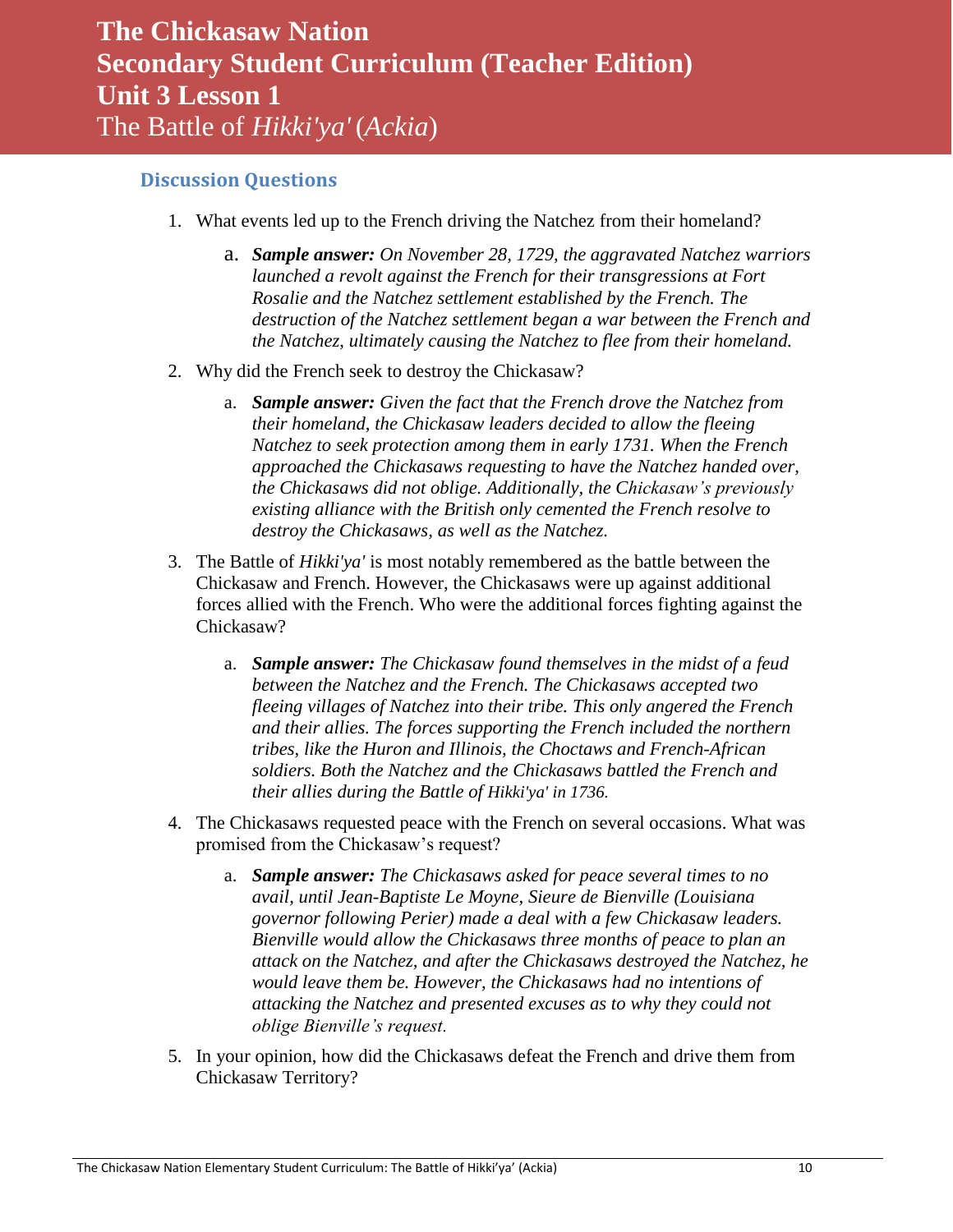# The Chickasaw Nation
# Secondary Student Curriculum (Teacher Edition)
# Unit 3 Lesson 1
## The Battle of *Hikki'ya'* (*Ackia*)

### Discussion Questions

1. What events led up to the French driving the Natchez from their homeland?
   a. ***Sample answer:*** *On November 28, 1729, the aggravated Natchez warriors launched a revolt against the French for their transgressions at Fort Rosalie and the Natchez settlement established by the French. The destruction of the Natchez settlement began a war between the French and the Natchez, ultimately causing the Natchez to flee from their homeland.*

2. Why did the French seek to destroy the Chickasaw?
   a. ***Sample answer:*** *Given the fact that the French drove the Natchez from their homeland, the Chickasaw leaders decided to allow the fleeing Natchez to seek protection among them in early 1731. When the French approached the Chickasaws requesting to have the Natchez handed over, the Chickasaws did not oblige. Additionally, the Chickasaw's previously existing alliance with the British only cemented the French resolve to destroy the Chickasaws, as well as the Natchez.*

3. The Battle of *Hikki'ya'* is most notably remembered as the battle between the Chickasaw and French. However, the Chickasaws were up against additional forces allied with the French. Who were the additional forces fighting against the Chickasaw?
   a. ***Sample answer:*** *The Chickasaw found themselves in the midst of a feud between the Natchez and the French. The Chickasaws accepted two fleeing villages of Natchez into their tribe. This only angered the French and their allies. The forces supporting the French included the northern tribes, like the Huron and Illinois, the Choctaws and French-African soldiers. Both the Natchez and the Chickasaws battled the French and their allies during the Battle of Hikki'ya' in 1736.*

4. The Chickasaws requested peace with the French on several occasions. What was promised from the Chickasaw's request?
   a. ***Sample answer:*** *The Chickasaws asked for peace several times to no avail, until Jean-Baptiste Le Moyne, Sieure de Bienville (Louisiana governor following Perier) made a deal with a few Chickasaw leaders. Bienville would allow the Chickasaws three months of peace to plan an attack on the Natchez, and after the Chickasaws destroyed the Natchez, he would leave them be. However, the Chickasaws had no intentions of attacking the Natchez and presented excuses as to why they could not oblige Bienville's request.*

5. In your opinion, how did the Chickasaws defeat the French and drive them from Chickasaw Territory?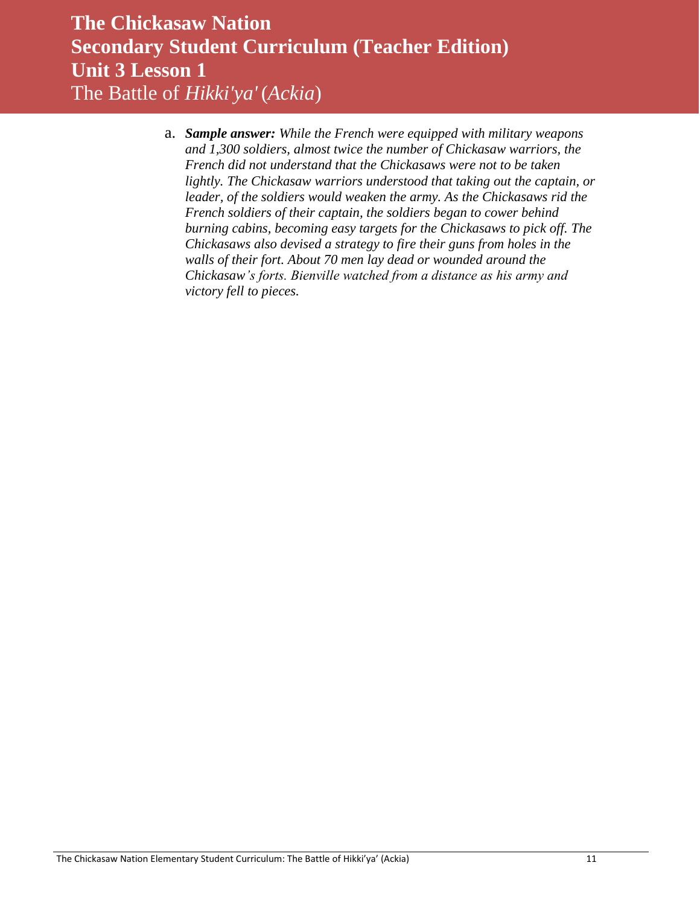a. ***Sample answer:*** *While the French were equipped with military weapons and 1,300 soldiers, almost twice the number of Chickasaw warriors, the French did not understand that the Chickasaws were not to be taken lightly. The Chickasaw warriors understood that taking out the captain, or leader, of the soldiers would weaken the army. As the Chickasaws rid the French soldiers of their captain, the soldiers began to cower behind burning cabins, becoming easy targets for the Chickasaws to pick off. The Chickasaws also devised a strategy to fire their guns from holes in the walls of their fort. About 70 men lay dead or wounded around the Chickasaw's forts. Bienville watched from a distance as his army and victory fell to pieces.*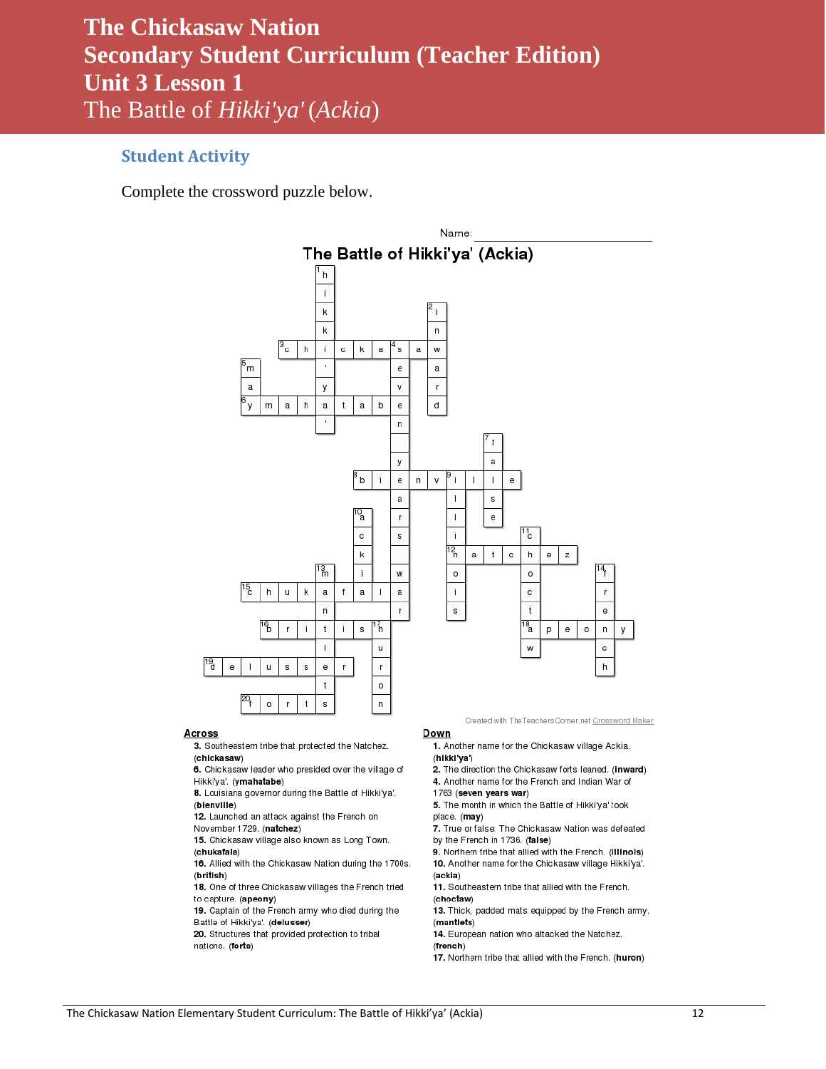# The Chickasaw Nation
# Secondary Student Curriculum (Teacher Edition)
# Unit 3 Lesson 1
## The Battle of *Hikki'ya'* (*Ackia*)

### Student Activity

Complete the crossword puzzle below.

Name: ____________________

**The Battle of Hikki'ya' (Ackia)**

Created with TheTeachersCorner.net Crossword Maker

**Across**

3. Southeastern tribe that protected the Natchez. (**chickasaw**)
6. Chickasaw leader who presided over the village of Hikki'ya'. (**ymahatabe**)
8. Louisiana governor during the Battle of Hikki'ya'. (**bienville**)
12. Launched an attack against the French on November 1729. (**natchez**)
15. Chickasaw village also known as Long Town. (**chukafala**)
16. Allied with the Chickasaw Nation during the 1700s. (**british**)
18. One of three Chickasaw villages the French tried to capture. (**apeony**)
19. Captain of the French army who died during the Battle of Hikki'ya'. (**delusser**)
20. Structures that provided protection to tribal nations. (**forts**)

**Down**

1. Another name for the Chickasaw village Ackia. (**hikki'ya'**)
2. The direction the Chickasaw forts leaned. (**inward**)
4. Another name for the French and Indian War of 1763 (**seven years war**)
5. The month in which the Battle of Hikki'ya' took place. (**may**)
7. True or false: The Chickasaw Nation was defeated by the French in 1736. (**false**)
9. Northern tribe that allied with the French. (**illinois**)
10. Another name for the Chickasaw village Hikki'ya'. (**ackia**)
11. Southeastern tribe that allied with the French. (**choctaw**)
13. Thick, padded mats equipped by the French army. (**mantlets**)
14. European nation who attacked the Natchez. (**french**)
17. Northern tribe that allied with the French. (**huron**)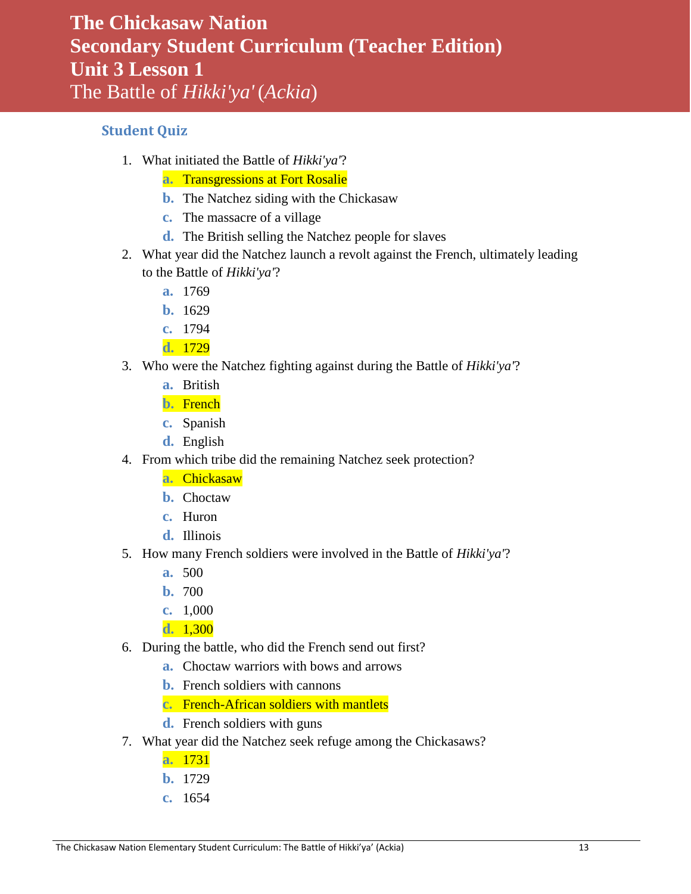# The Chickasaw Nation
# Secondary Student Curriculum (Teacher Edition)
# Unit 3 Lesson 1
# The Battle of *Hikki'ya'* (*Ackia*)

## Student Quiz

1. What initiated the Battle of *Hikki'ya'*?
   a. Transgressions at Fort Rosalie
   b. The Natchez siding with the Chickasaw
   c. The massacre of a village
   d. The British selling the Natchez people for slaves
2. What year did the Natchez launch a revolt against the French, ultimately leading to the Battle of *Hikki'ya'*?
   a. 1769
   b. 1629
   c. 1794
   d. 1729
3. Who were the Natchez fighting against during the Battle of *Hikki'ya'*?
   a. British
   b. French
   c. Spanish
   d. English
4. From which tribe did the remaining Natchez seek protection?
   a. Chickasaw
   b. Choctaw
   c. Huron
   d. Illinois
5. How many French soldiers were involved in the Battle of *Hikki'ya'*?
   a. 500
   b. 700
   c. 1,000
   d. 1,300
6. During the battle, who did the French send out first?
   a. Choctaw warriors with bows and arrows
   b. French soldiers with cannons
   c. French-African soldiers with mantlets
   d. French soldiers with guns
7. What year did the Natchez seek refuge among the Chickasaws?
   a. 1731
   b. 1729
   c. 1654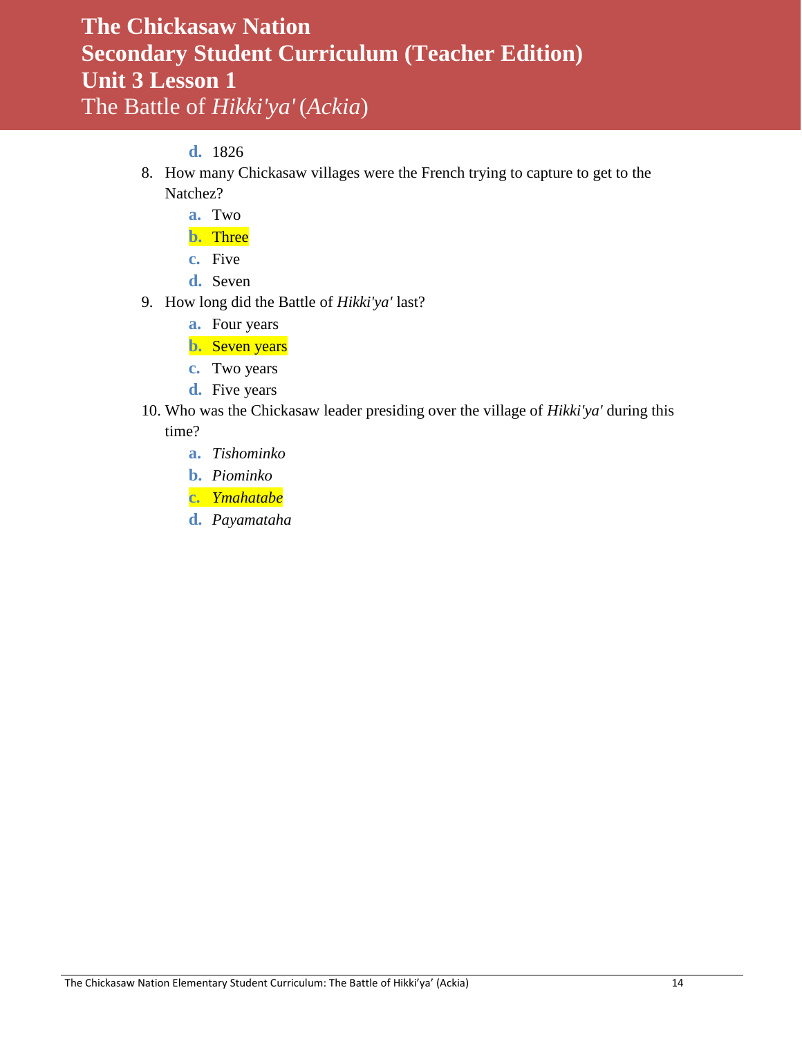d. 1826

8. How many Chickasaw villages were the French trying to capture to get to the Natchez?
   a. Two
   b. Three
   c. Five
   d. Seven

9. How long did the Battle of *Hikki'ya'* last?
   a. Four years
   b. Seven years
   c. Two years
   d. Five years

10. Who was the Chickasaw leader presiding over the village of *Hikki'ya'* during this time?
    a. *Tishominko*
    b. *Piominko*
    c. *Ymahatabe*
    d. *Payamataha*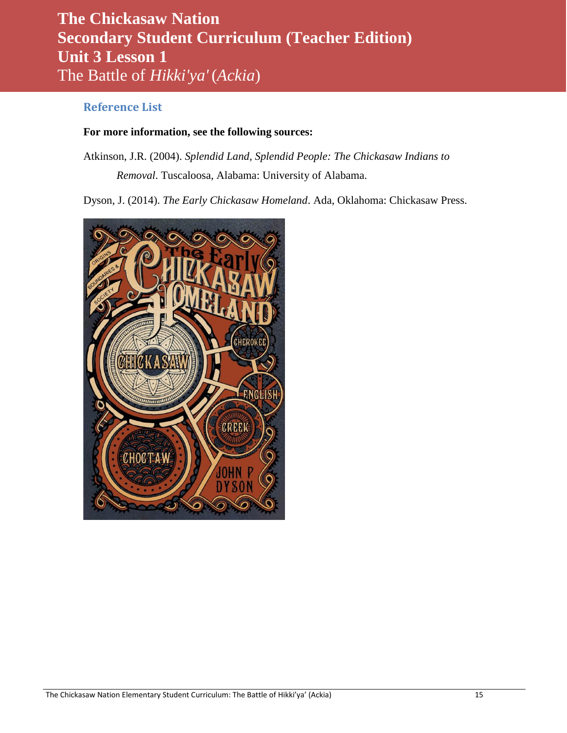# The Chickasaw Nation
# Secondary Student Curriculum (Teacher Edition)
# Unit 3 Lesson 1
# The Battle of *Hikki'ya'* (*Ackia*)

## Reference List

**For more information, see the following sources:**

Atkinson, J.R. (2004). *Splendid Land, Splendid People: The Chickasaw Indians to Removal*. Tuscaloosa, Alabama: University of Alabama.

Dyson, J. (2014). *The Early Chickasaw Homeland*. Ada, Oklahoma: Chickasaw Press.